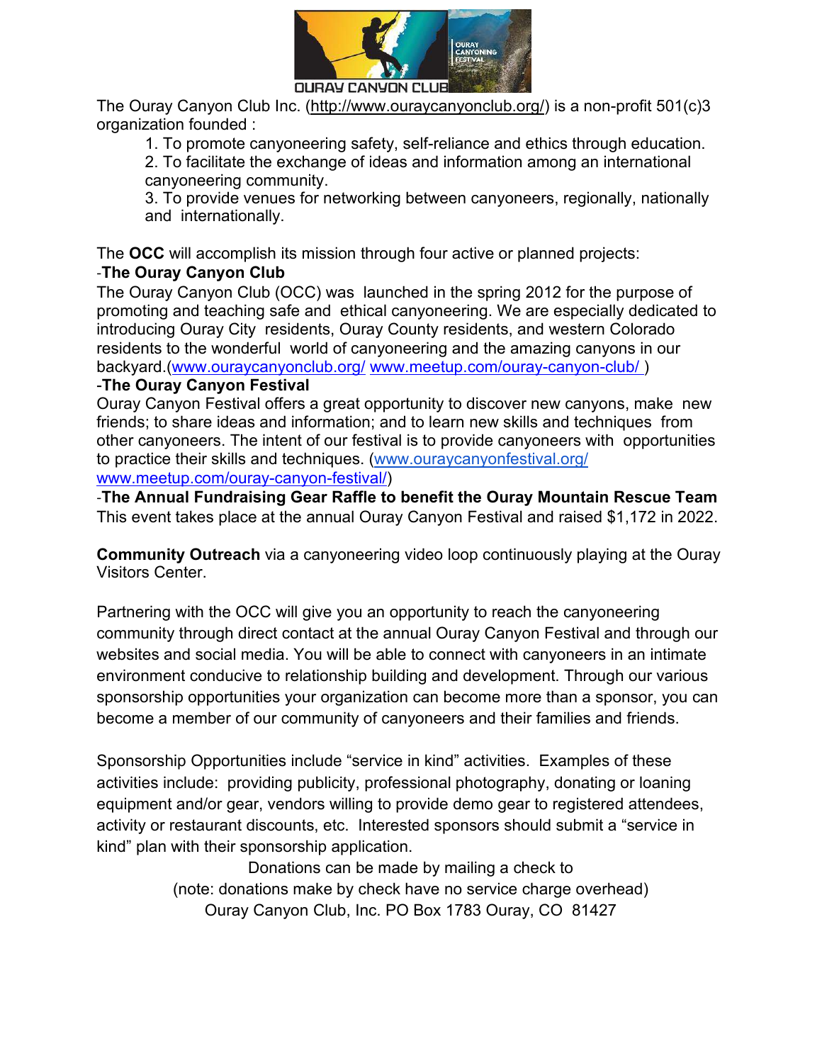The Ouray Canyon Club Inc. (http://www.ouraycanyonclub.org/) is a non-profit 501(c)3 organization founded :

1. To promote canyoneering safety, self-reliance and ethics through education.
2. To facilitate the exchange of ideas and information among an international canyoneering community.
3. To provide venues for networking between canyoneers, regionally, nationally and internationally.

The **OCC** will accomplish its mission through four active or planned projects:

-**The Ouray Canyon Club**

The Ouray Canyon Club (OCC) was launched in the spring 2012 for the purpose of promoting and teaching safe and ethical canyoneering. We are especially dedicated to introducing Ouray City residents, Ouray County residents, and western Colorado residents to the wonderful world of canyoneering and the amazing canyons in our backyard.(www.ouraycanyonclub.org/ www.meetup.com/ouray-canyon-club/ )

-**The Ouray Canyon Festival**

Ouray Canyon Festival offers a great opportunity to discover new canyons, make new friends; to share ideas and information; and to learn new skills and techniques from other canyoneers. The intent of our festival is to provide canyoneers with opportunities to practice their skills and techniques. (www.ouraycanyonfestival.org/ www.meetup.com/ouray-canyon-festival/)

-**The Annual Fundraising Gear Raffle to benefit the Ouray Mountain Rescue Team**

This event takes place at the annual Ouray Canyon Festival and raised $1,172 in 2022.

**Community Outreach** via a canyoneering video loop continuously playing at the Ouray Visitors Center.

Partnering with the OCC will give you an opportunity to reach the canyoneering community through direct contact at the annual Ouray Canyon Festival and through our websites and social media. You will be able to connect with canyoneers in an intimate environment conducive to relationship building and development. Through our various sponsorship opportunities your organization can become more than a sponsor, you can become a member of our community of canyoneers and their families and friends.

Sponsorship Opportunities include “service in kind” activities. Examples of these activities include: providing publicity, professional photography, donating or loaning equipment and/or gear, vendors willing to provide demo gear to registered attendees, activity or restaurant discounts, etc. Interested sponsors should submit a “service in kind” plan with their sponsorship application.

Donations can be made by mailing a check to
(note: donations make by check have no service charge overhead)
Ouray Canyon Club, Inc. PO Box 1783 Ouray, CO 81427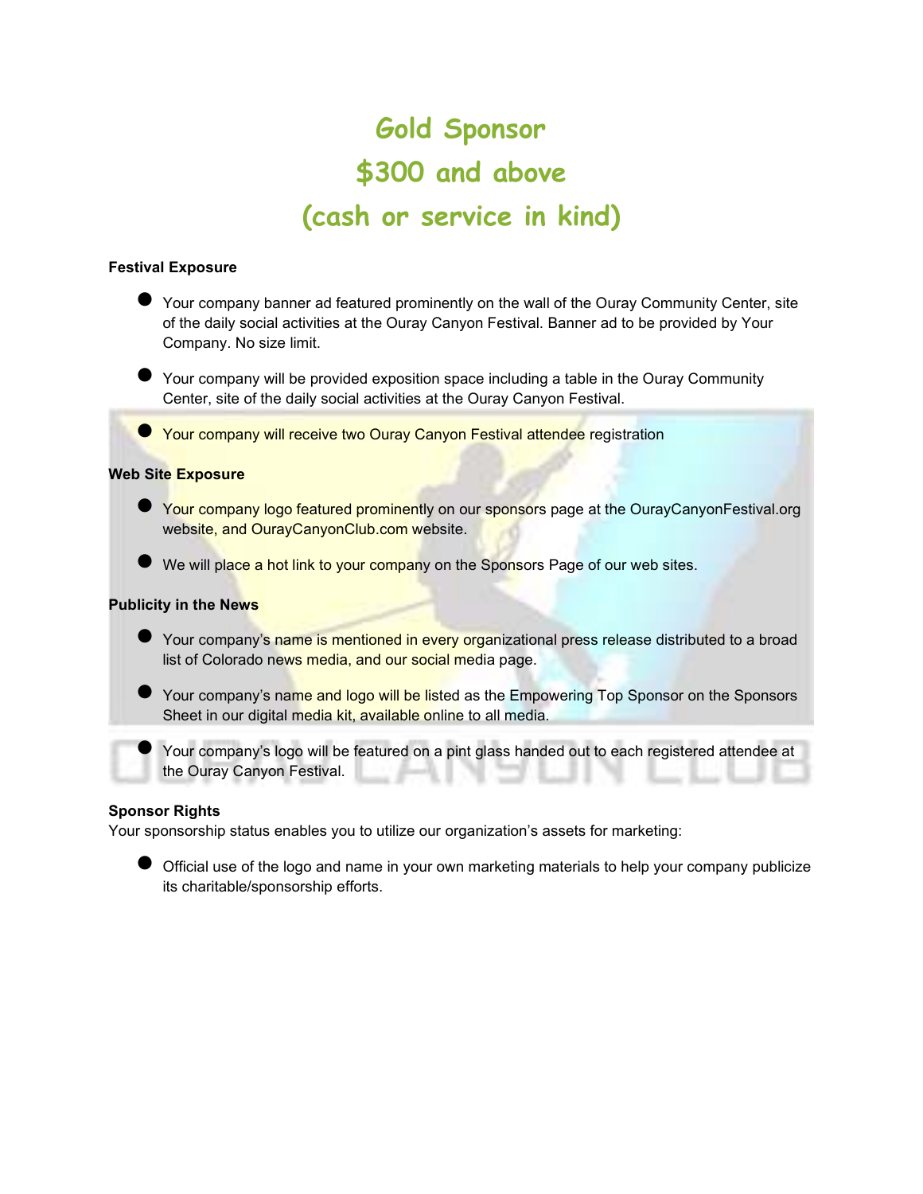# Gold Sponsor
# $300 and above
# (cash or service in kind)

**Festival Exposure**

- Your company banner ad featured prominently on the wall of the Ouray Community Center, site of the daily social activities at the Ouray Canyon Festival. Banner ad to be provided by Your Company. No size limit.
- Your company will be provided exposition space including a table in the Ouray Community Center, site of the daily social activities at the Ouray Canyon Festival.
- Your company will receive two Ouray Canyon Festival attendee registration

**Web Site Exposure**

- Your company logo featured prominently on our sponsors page at the OurayCanyonFestival.org website, and OurayCanyonClub.com website.
- We will place a hot link to your company on the Sponsors Page of our web sites.

**Publicity in the News**

- Your company's name is mentioned in every organizational press release distributed to a broad list of Colorado news media, and our social media page.
- Your company's name and logo will be listed as the Empowering Top Sponsor on the Sponsors Sheet in our digital media kit, available online to all media.
- Your company's logo will be featured on a pint glass handed out to each registered attendee at the Ouray Canyon Festival.

**Sponsor Rights**

Your sponsorship status enables you to utilize our organization's assets for marketing:

- Official use of the logo and name in your own marketing materials to help your company publicize its charitable/sponsorship efforts.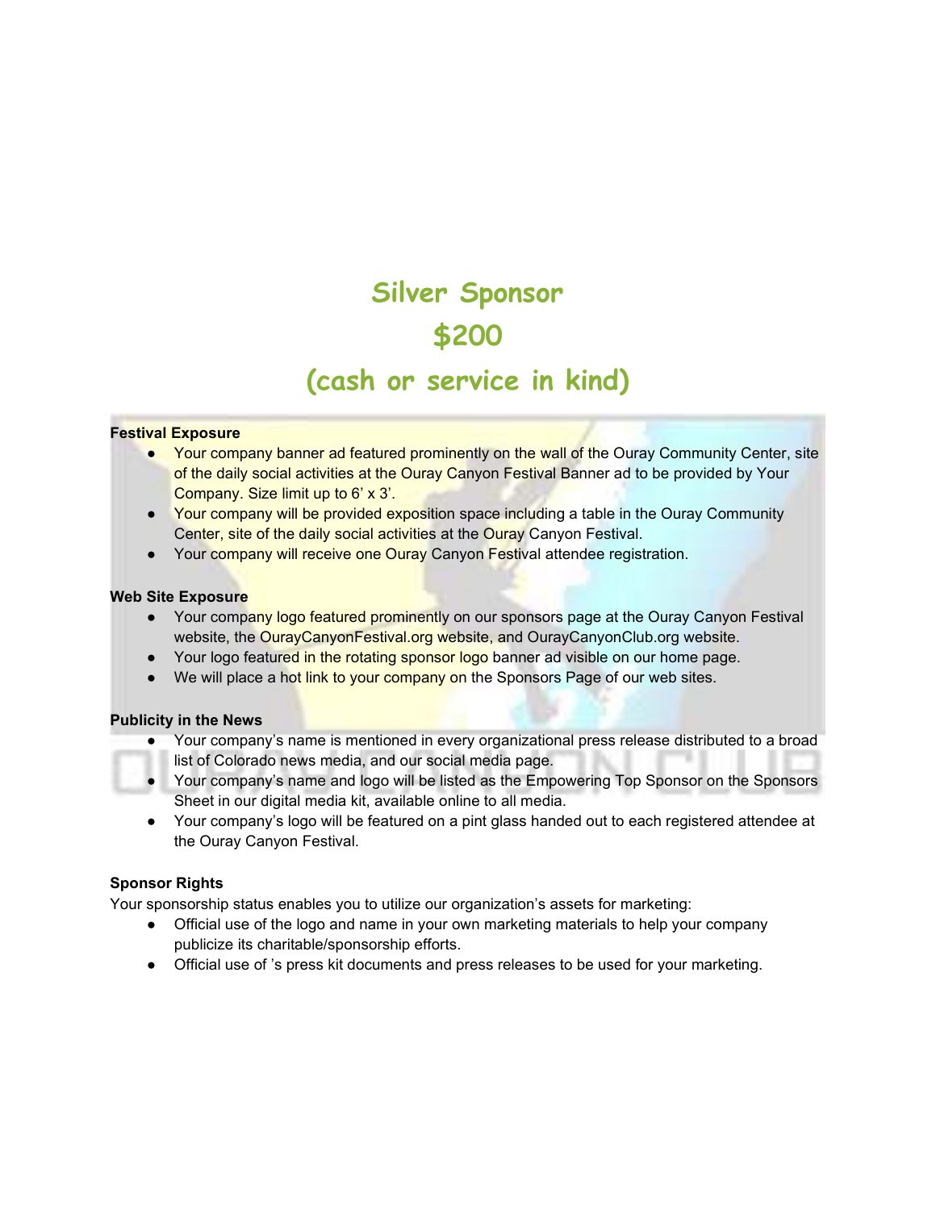# Silver Sponsor

# $200

# (cash or service in kind)

**Festival Exposure**

- Your company banner ad featured prominently on the wall of the Ouray Community Center, site of the daily social activities at the Ouray Canyon Festival Banner ad to be provided by Your Company. Size limit up to 6' x 3'.
- Your company will be provided exposition space including a table in the Ouray Community Center, site of the daily social activities at the Ouray Canyon Festival.
- Your company will receive one Ouray Canyon Festival attendee registration.

**Web Site Exposure**

- Your company logo featured prominently on our sponsors page at the Ouray Canyon Festival website, the OurayCanyonFestival.org website, and OurayCanyonClub.org website.
- Your logo featured in the rotating sponsor logo banner ad visible on our home page.
- We will place a hot link to your company on the Sponsors Page of our web sites.

**Publicity in the News**

- Your company's name is mentioned in every organizational press release distributed to a broad list of Colorado news media, and our social media page.
- Your company's name and logo will be listed as the Empowering Top Sponsor on the Sponsors Sheet in our digital media kit, available online to all media.
- Your company's logo will be featured on a pint glass handed out to each registered attendee at the Ouray Canyon Festival.

**Sponsor Rights**

Your sponsorship status enables you to utilize our organization's assets for marketing:

- Official use of the logo and name in your own marketing materials to help your company publicize its charitable/sponsorship efforts.
- Official use of 's press kit documents and press releases to be used for your marketing.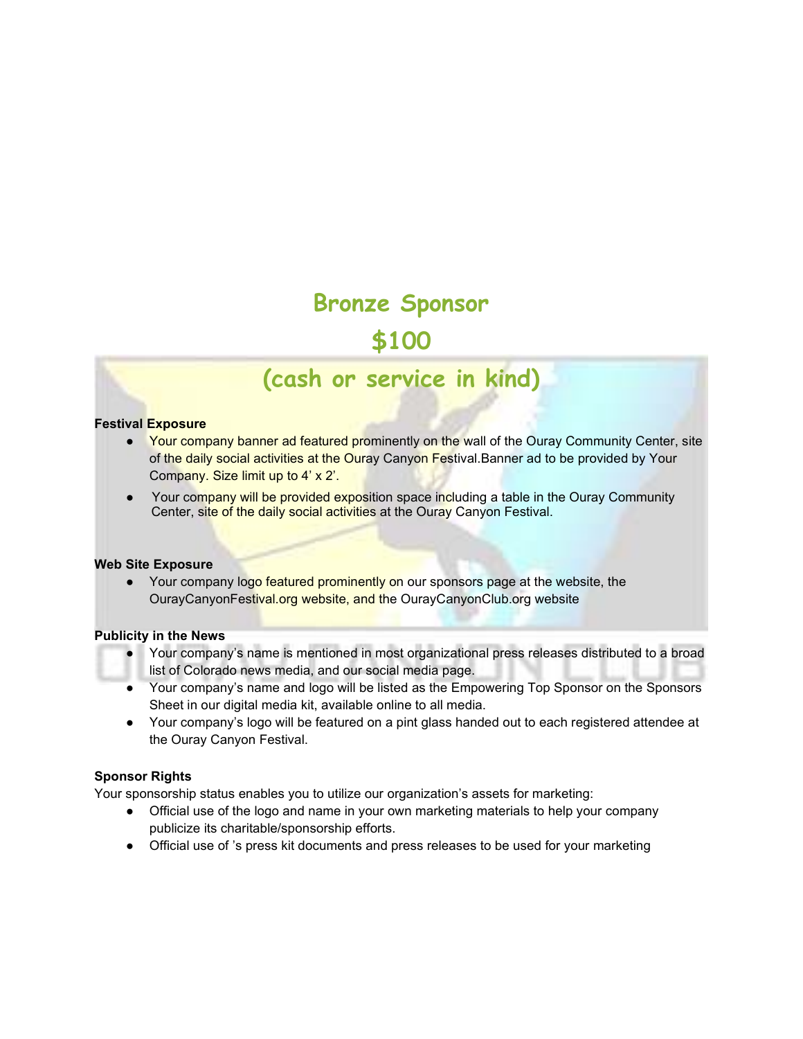# Bronze Sponsor

# $100

# (cash or service in kind)

**Festival Exposure**

- Your company banner ad featured prominently on the wall of the Ouray Community Center, site of the daily social activities at the Ouray Canyon Festival.Banner ad to be provided by Your Company. Size limit up to 4' x 2'.
- Your company will be provided exposition space including a table in the Ouray Community Center, site of the daily social activities at the Ouray Canyon Festival.

**Web Site Exposure**

- Your company logo featured prominently on our sponsors page at the website, the OurayCanyonFestival.org website, and the OurayCanyonClub.org website

**Publicity in the News**

- Your company's name is mentioned in most organizational press releases distributed to a broad list of Colorado news media, and our social media page.
- Your company's name and logo will be listed as the Empowering Top Sponsor on the Sponsors Sheet in our digital media kit, available online to all media.
- Your company's logo will be featured on a pint glass handed out to each registered attendee at the Ouray Canyon Festival.

**Sponsor Rights**

Your sponsorship status enables you to utilize our organization's assets for marketing:

- Official use of the logo and name in your own marketing materials to help your company publicize its charitable/sponsorship efforts.
- Official use of 's press kit documents and press releases to be used for your marketing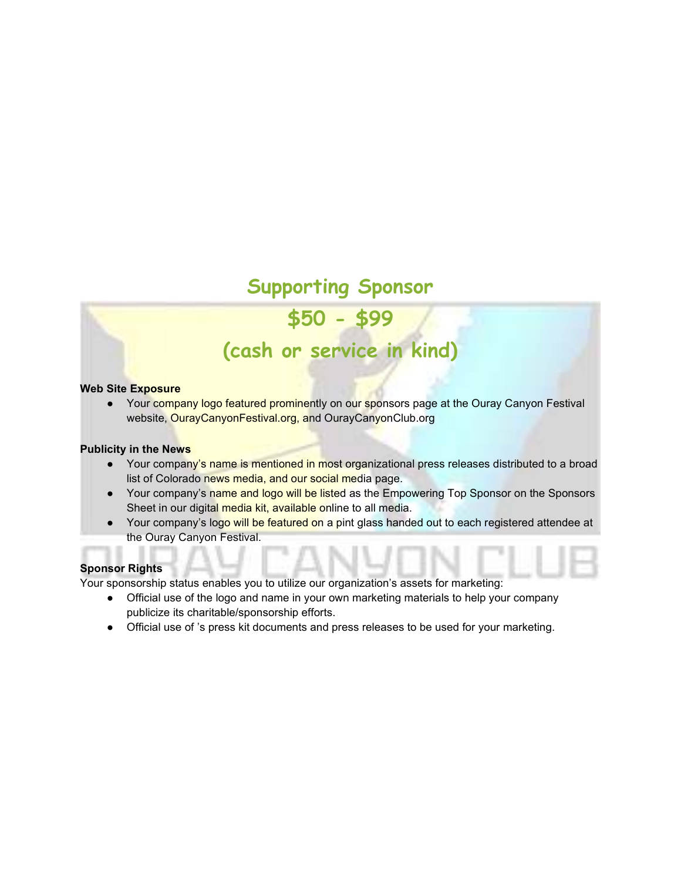# Supporting Sponsor

## $50 - $99

## (cash or service in kind)

**Web Site Exposure**

- Your company logo featured prominently on our sponsors page at the Ouray Canyon Festival website, OurayCanyonFestival.org, and OurayCanyonClub.org

**Publicity in the News**

- Your company's name is mentioned in most organizational press releases distributed to a broad list of Colorado news media, and our social media page.
- Your company's name and logo will be listed as the Empowering Top Sponsor on the Sponsors Sheet in our digital media kit, available online to all media.
- Your company's logo will be featured on a pint glass handed out to each registered attendee at the Ouray Canyon Festival.

**Sponsor Rights**

Your sponsorship status enables you to utilize our organization's assets for marketing:

- Official use of the logo and name in your own marketing materials to help your company publicize its charitable/sponsorship efforts.
- Official use of 's press kit documents and press releases to be used for your marketing.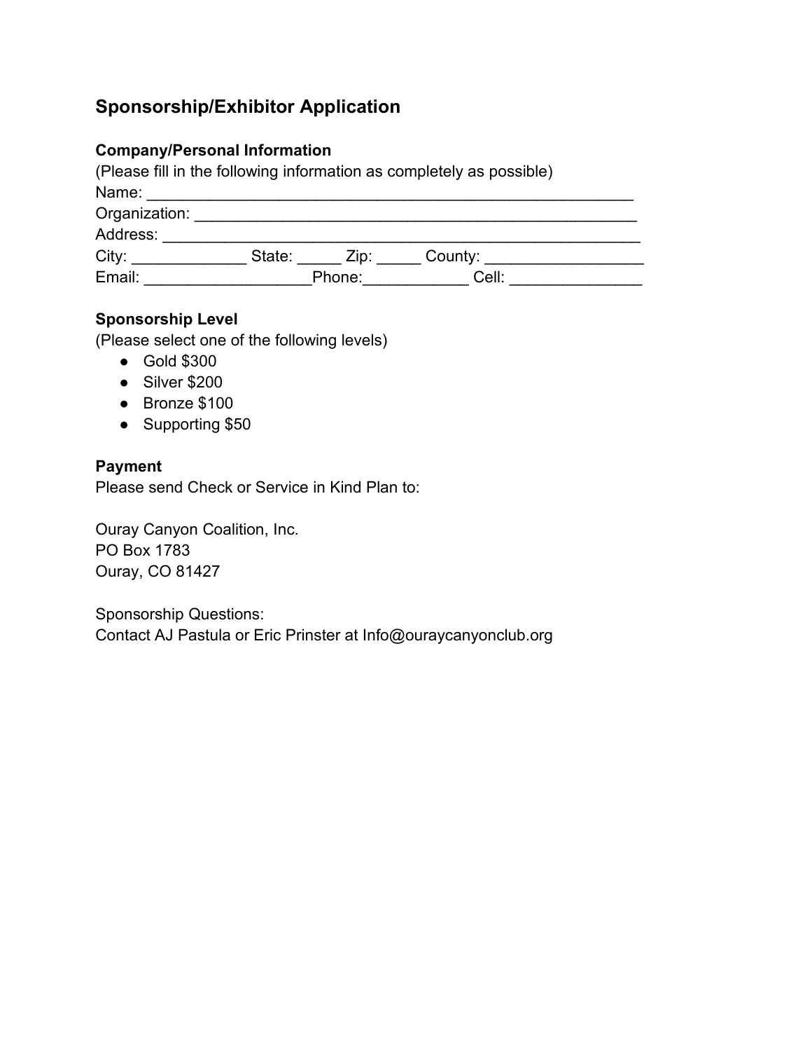## Sponsorship/Exhibitor Application

**Company/Personal Information**

(Please fill in the following information as completely as possible)

Name: ________________________________________________________

Organization: ___________________________________________________

Address: _______________________________________________________

City: _____________ State: _____ Zip: _____ County: _________________

Email: ___________________Phone:____________ Cell: _______________

**Sponsorship Level**

(Please select one of the following levels)

- Gold $300
- Silver $200
- Bronze $100
- Supporting $50

**Payment**

Please send Check or Service in Kind Plan to:

Ouray Canyon Coalition, Inc.
PO Box 1783
Ouray, CO 81427

Sponsorship Questions:
Contact AJ Pastula or Eric Prinster at Info@ouraycanyonclub.org